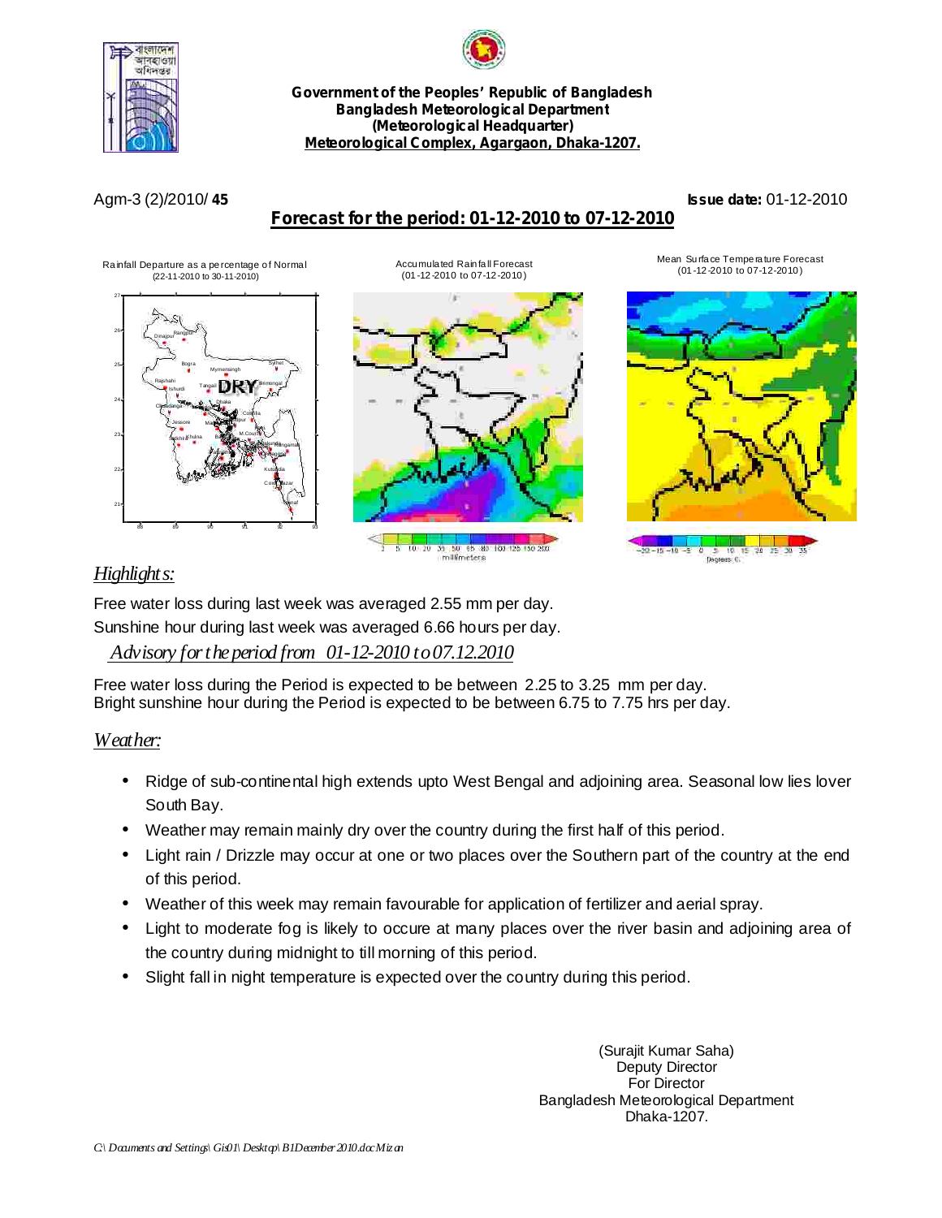**Government of the Peoples' Republic of Bangladesh**
**Bangladesh Meteorological Department**
**(Meteorological Headquarter)**
**Meteorological Complex, Agargaon, Dhaka-1207.**

Agm-3 (2)/2010/ **45** **Issue date:** 01-12-2010

## Forecast for the period: 01-12-2010 to 07-12-2010

Rainfall Departure as a percentage of Normal (22-11-2010 to 30-11-2010)

Accumulated Rainfall Forecast (01-12-2010 to 07-12-2010)

Mean Surface Temperature Forecast (01-12-2010 to 07-12-2010)

### *Highlights:*

Free water loss during last week was averaged 2.55 mm per day.
Sunshine hour during last week was averaged 6.66 hours per day.

### *Advisory for the period from 01-12-2010 to 07.12.2010*

Free water loss during the Period is expected to be between 2.25 to 3.25 mm per day.
Bright sunshine hour during the Period is expected to be between 6.75 to 7.75 hrs per day.

### *Weather:*

- Ridge of sub-continental high extends upto West Bengal and adjoining area. Seasonal low lies lover South Bay.
- Weather may remain mainly dry over the country during the first half of this period.
- Light rain / Drizzle may occur at one or two places over the Southern part of the country at the end of this period.
- Weather of this week may remain favourable for application of fertilizer and aerial spray.
- Light to moderate fog is likely to occure at many places over the river basin and adjoining area of the country during midnight to till morning of this period.
- Slight fall in night temperature is expected over the country during this period.

(Surajit Kumar Saha)
Deputy Director
For Director
Bangladesh Meteorological Department
Dhaka-1207.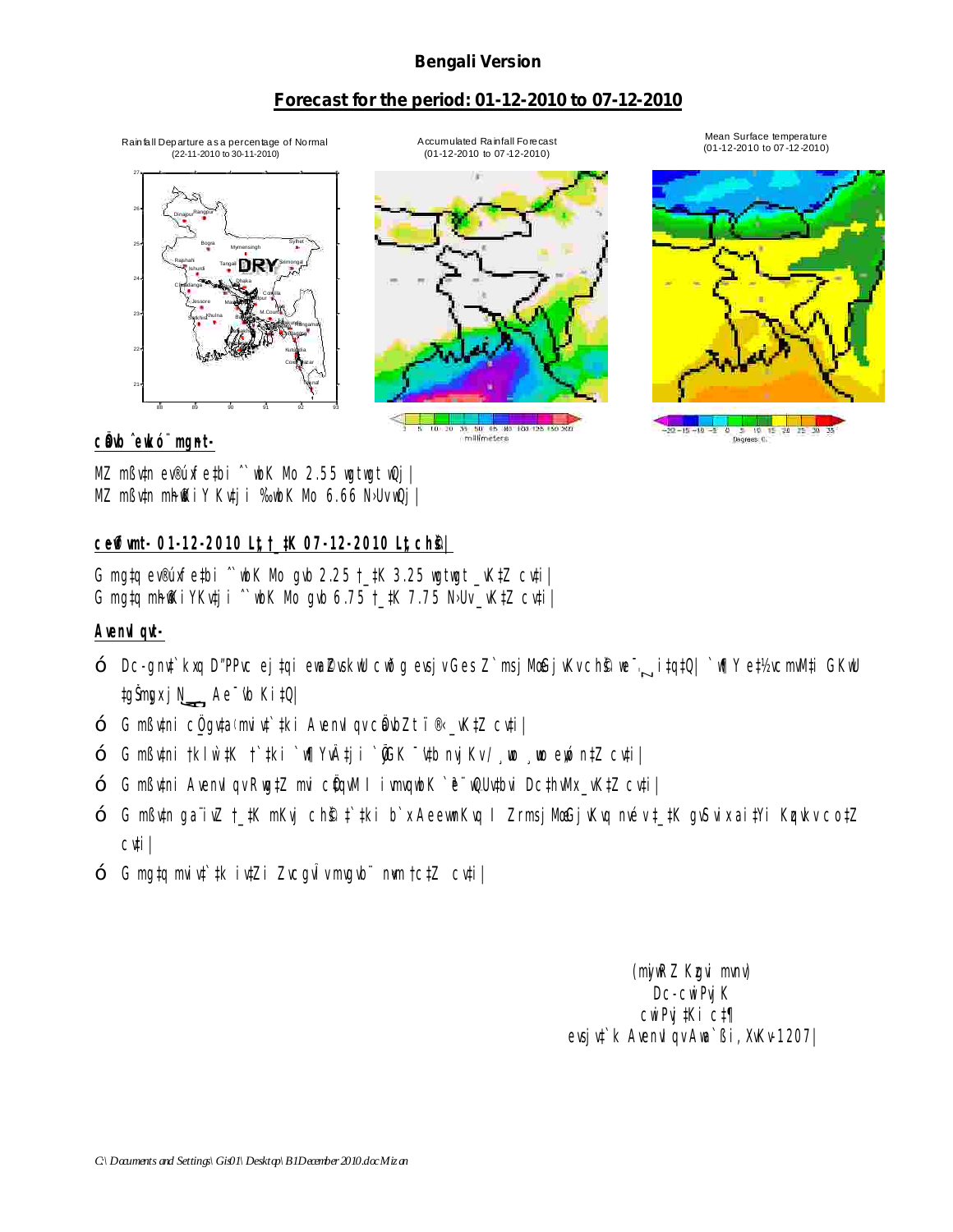**Bengali Version**

**Forecast for the period: 01-12-2010 to 07-12-2010**

Rainfall Departure as a percentage of Normal (22-11-2010 to 30-11-2010)

Accumulated Rainfall Forecast (01-12-2010 to 07-12-2010)

Mean Surface temperature (01-12-2010 to 07-12-2010)

**cÖavb ˆewkó¨ mgyn-**

MZ mßv‡n ev®úxfe‡bi ˆ`wbK Mo 2.55 wgtwgt wQj|
MZ mßv‡n mh©wKiY Kv‡ji ‰`wbK Mo 6.66 N›Uv wQj|

**c~e©vfvm- 01-12-2010 L„t †_‡K 07-12-2010 L„t ch©š—|**

G mg‡q ev®úxfe‡bi ˆ`wbK Mo gvb 2.25 †_‡K 3.25 wgtwgt _vK‡Z cv‡i|
G mg‡q mh©wKiYKv‡ji ˆ`wbK Mo gvb 6.75 †_‡K 7.75 N›Uv_vK‡Z cv‡i|

**Avenvlqvt-**

- Dc-gnv‡`kxq D"PPvc ej‡qi ewa©Zvsk wU cwð g e½ I Zrmsj¯œ GjvKvq Ae¯'vb Ki‡Q| `wÿY e‡½vcmvM‡i GKwU †gŠmygx jNyPvc Ae¯'vb Ki‡Q|
- G mßv‡ni cÖ_gva©mgq‡`‡ki Avenvlqv cÖavbZt ï®‹ _vK‡Z cv‡i|
- G mßv‡ni †kl w`‡K †`‡ki `wÿYvÂ‡ji `yÕGK ¯'v‡b nvjKv/ ¸wo ¸wo e„wó n‡Z cv‡i|
- G mßv‡ni Avenvlqv Rywo‡Z mviv cÖq‡`ki ivZ I w`‡bi ZvcgvÎv mvgvb¨ e„w× †c‡Z cv‡i|
- G mßv‡n ga¨iv‡Z †_‡K mKvj ch©š— †`‡ki b`x AeevwnKvq I Zrmsj¯œ GjvKvq nvév †_‡K gvSvwi ai‡Yi KzqvKv co‡Z cv‡i|
- G mg‡q mviv‡`‡k iv‡Zi ZvcgvÎv mvgvb¨ n«vm †c‡Z cv‡i|

(mwjgR Kgvi mvnv)
Dc-cwiPvjK
cwiPvj‡Ki c‡¶
evsjv‡`k Avenvlqv Awa`ßi, XvKv-1207|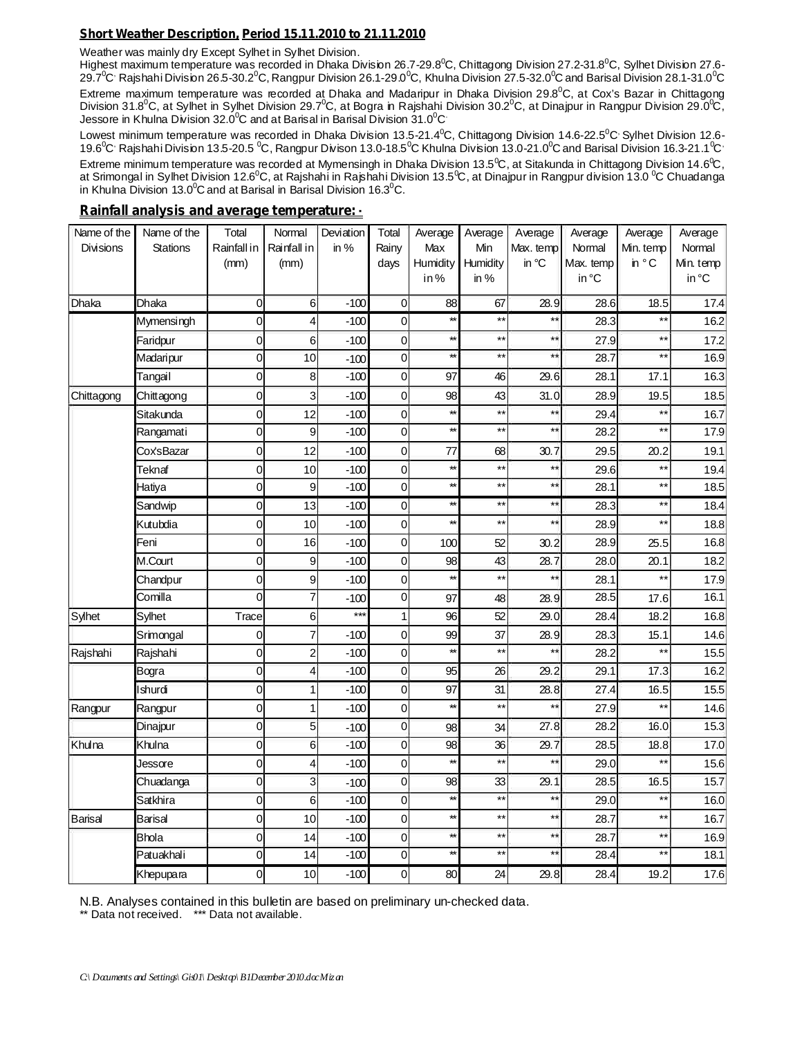**Short Weather Description, Period 15.11.2010 to 21.11.2010**

Weather was mainly dry Except Sylhet in Sylhet Division.

Highest maximum temperature was recorded in Dhaka Division 26.7-29.8$^0$C, Chittagong Division 27.2-31.8$^0$C, Sylhet Division 27.6-29.7$^0$C, Rajshahi Division 26.5-30.2$^0$C, Rangpur Division 26.1-29.0$^0$C, Khulna Division 27.5-32.0$^0$C and Barisal Division 28.1-31.0$^0$C

Extreme maximum temperature was recorded at Dhaka and Madaripur in Dhaka Division 29.8$^0$C, at Cox's Bazar in Chittagong Division 31.8$^0$C, at Sylhet in Sylhet Division 29.7$^0$C, at Bogra in Rajshahi Division 30.2$^0$C, at Dinajpur in Rangpur Division 29.0$^0$C, Jessore in Khulna Division 32.0$^0$C and at Barisal in Barisal Division 31.0$^0$C.

Lowest minimum temperature was recorded in Dhaka Division 13.5-21.4$^0$C, Chittagong Division 14.6-22.5$^0$C, Sylhet Division 12.6-19.6$^0$C, Rajshahi Division 13.5-20.5 $^0$C, Rangpur Divison 13.0-18.5$^0$C Khulna Division 13.0-21.0$^0$C and Barisal Division 16.3-21.1$^0$C.

Extreme minimum temperature was recorded at Mymensingh in Dhaka Division 13.5$^0$C, at Sitakunda in Chittagong Division 14.6$^0$C, at Srimongal in Sylhet Division 12.6$^0$C, at Rajshahi in Rajshahi Division 13.5$^0$C, at Dinajpur in Rangpur division 13.0 $^0$C Chuadanga in Khulna Division 13.0$^0$C and at Barisal in Barisal Division 16.3$^0$C.

**Rainfall analysis and average temperature:-**

| Name of the Divisions | Name of the Stations | Total Rainfall in (mm) | Normal Rainfall in (mm) | Deviation in % | Total Rainy days | Average Max Humidity in % | Average Min Humidity in % | Average Max. temp in °C | Average Normal Max. temp in °C | Average Min. temp in °C | Average Normal Min. temp in °C |
|---|---|---|---|---|---|---|---|---|---|---|---|
| Dhaka | Dhaka | 0 | 6 | -100 | 0 | 88 | 67 | 28.9 | 28.6 | 18.5 | 17.4 |
| | Mymensingh | 0 | 4 | -100 | 0 | ** | ** | ** | 28.3 | ** | 16.2 |
| | Faridpur | 0 | 6 | -100 | 0 | ** | ** | ** | 27.9 | ** | 17.2 |
| | Madaripur | 0 | 10 | -100 | 0 | ** | ** | ** | 28.7 | ** | 16.9 |
| | Tangail | 0 | 8 | -100 | 0 | 97 | 46 | 29.6 | 28.1 | 17.1 | 16.3 |
| Chittagong | Chittagong | 0 | 3 | -100 | 0 | 98 | 43 | 31.0 | 28.9 | 19.5 | 18.5 |
| | Sitakunda | 0 | 12 | -100 | 0 | ** | ** | ** | 29.4 | ** | 16.7 |
| | Rangamati | 0 | 9 | -100 | 0 | ** | ** | ** | 28.2 | ** | 17.9 |
| | Cox'sBazar | 0 | 12 | -100 | 0 | 77 | 68 | 30.7 | 29.5 | 20.2 | 19.1 |
| | Teknaf | 0 | 10 | -100 | 0 | ** | ** | ** | 29.6 | ** | 19.4 |
| | Hatiya | 0 | 9 | -100 | 0 | ** | ** | ** | 28.1 | ** | 18.5 |
| | Sandwip | 0 | 13 | -100 | 0 | ** | ** | ** | 28.3 | ** | 18.4 |
| | Kutubdia | 0 | 10 | -100 | 0 | ** | ** | ** | 28.9 | ** | 18.8 |
| | Feni | 0 | 16 | -100 | 0 | 100 | 52 | 30.2 | 28.9 | 25.5 | 16.8 |
| | M.Court | 0 | 9 | -100 | 0 | 98 | 43 | 28.7 | 28.0 | 20.1 | 18.2 |
| | Chandpur | 0 | 9 | -100 | 0 | ** | ** | ** | 28.1 | ** | 17.9 |
| | Comilla | 0 | 7 | -100 | 0 | 97 | 48 | 28.9 | 28.5 | 17.6 | 16.1 |
| Sylhet | Sylhet | Trace | 6 | *** | 1 | 96 | 52 | 29.0 | 28.4 | 18.2 | 16.8 |
| | Srimongal | 0 | 7 | -100 | 0 | 99 | 37 | 28.9 | 28.3 | 15.1 | 14.6 |
| Rajshahi | Rajshahi | 0 | 2 | -100 | 0 | ** | ** | ** | 28.2 | ** | 15.5 |
| | Bogra | 0 | 4 | -100 | 0 | 95 | 26 | 29.2 | 29.1 | 17.3 | 16.2 |
| | Ishurdi | 0 | 1 | -100 | 0 | 97 | 31 | 28.8 | 27.4 | 16.5 | 15.5 |
| Rangpur | Rangpur | 0 | 1 | -100 | 0 | ** | ** | ** | 27.9 | ** | 14.6 |
| | Dinajpur | 0 | 5 | -100 | 0 | 98 | 34 | 27.8 | 28.2 | 16.0 | 15.3 |
| Khulna | Khulna | 0 | 6 | -100 | 0 | 98 | 36 | 29.7 | 28.5 | 18.8 | 17.0 |
| | Jessore | 0 | 4 | -100 | 0 | ** | ** | ** | 29.0 | ** | 15.6 |
| | Chuadanga | 0 | 3 | -100 | 0 | 98 | 33 | 29.1 | 28.5 | 16.5 | 15.7 |
| | Satkhira | 0 | 6 | -100 | 0 | ** | ** | ** | 29.0 | ** | 16.0 |
| Barisal | Barisal | 0 | 10 | -100 | 0 | ** | ** | ** | 28.7 | ** | 16.7 |
| | Bhola | 0 | 14 | -100 | 0 | ** | ** | ** | 28.7 | ** | 16.9 |
| | Patuakhali | 0 | 14 | -100 | 0 | ** | ** | ** | 28.4 | ** | 18.1 |
| | Khepupara | 0 | 10 | -100 | 0 | 80 | 24 | 29.8 | 28.4 | 19.2 | 17.6 |

N.B. Analyses contained in this bulletin are based on preliminary un-checked data.

** Data not received. *** Data not available.

*C:\Documents and Settings\Gis01\Desktop\B1December 2010.doc Mizan*